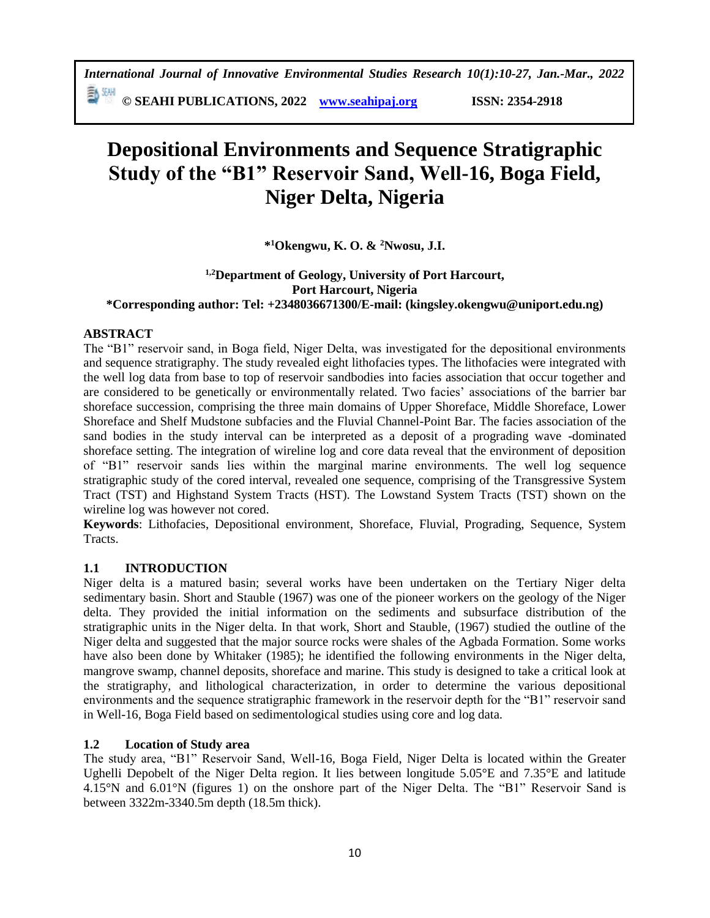# Depositional Environments and Sequence Stratigraphic Study of the "B1" Reservoir Sand, Well-16, Boga Field, Niger Delta, Nigeria

**\*[1]Okengwu, K. O. & [2]Nwosu, J.I.**

**[1,2]Department of Geology, University of Port Harcourt, Port Harcourt, Nigeria**
**\*Corresponding author: Tel: +2348036671300/E-mail: (kingsley.okengwu@uniport.edu.ng)**

## ABSTRACT

The "B1" reservoir sand, in Boga field, Niger Delta, was investigated for the depositional environments and sequence stratigraphy. The study revealed eight lithofacies types. The lithofacies were integrated with the well log data from base to top of reservoir sandbodies into facies association that occur together and are considered to be genetically or environmentally related. Two facies' associations of the barrier bar shoreface succession, comprising the three main domains of Upper Shoreface, Middle Shoreface, Lower Shoreface and Shelf Mudstone subfacies and the Fluvial Channel-Point Bar. The facies association of the sand bodies in the study interval can be interpreted as a deposit of a prograding wave -dominated shoreface setting. The integration of wireline log and core data reveal that the environment of deposition of "B1" reservoir sands lies within the marginal marine environments. The well log sequence stratigraphic study of the cored interval, revealed one sequence, comprising of the Transgressive System Tract (TST) and Highstand System Tracts (HST). The Lowstand System Tracts (TST) shown on the wireline log was however not cored.

**Keywords**: Lithofacies, Depositional environment, Shoreface, Fluvial, Prograding, Sequence, System Tracts.

## 1.1 INTRODUCTION

Niger delta is a matured basin; several works have been undertaken on the Tertiary Niger delta sedimentary basin. Short and Stauble (1967) was one of the pioneer workers on the geology of the Niger delta. They provided the initial information on the sediments and subsurface distribution of the stratigraphic units in the Niger delta. In that work, Short and Stauble, (1967) studied the outline of the Niger delta and suggested that the major source rocks were shales of the Agbada Formation. Some works have also been done by Whitaker (1985); he identified the following environments in the Niger delta, mangrove swamp, channel deposits, shoreface and marine. This study is designed to take a critical look at the stratigraphy, and lithological characterization, in order to determine the various depositional environments and the sequence stratigraphic framework in the reservoir depth for the "B1" reservoir sand in Well-16, Boga Field based on sedimentological studies using core and log data.

## 1.2 Location of Study area

The study area, "B1" Reservoir Sand, Well-16, Boga Field, Niger Delta is located within the Greater Ughelli Depobelt of the Niger Delta region. It lies between longitude 5.05°E and 7.35°E and latitude 4.15°N and 6.01°N (figures 1) on the onshore part of the Niger Delta. The "B1" Reservoir Sand is between 3322m-3340.5m depth (18.5m thick).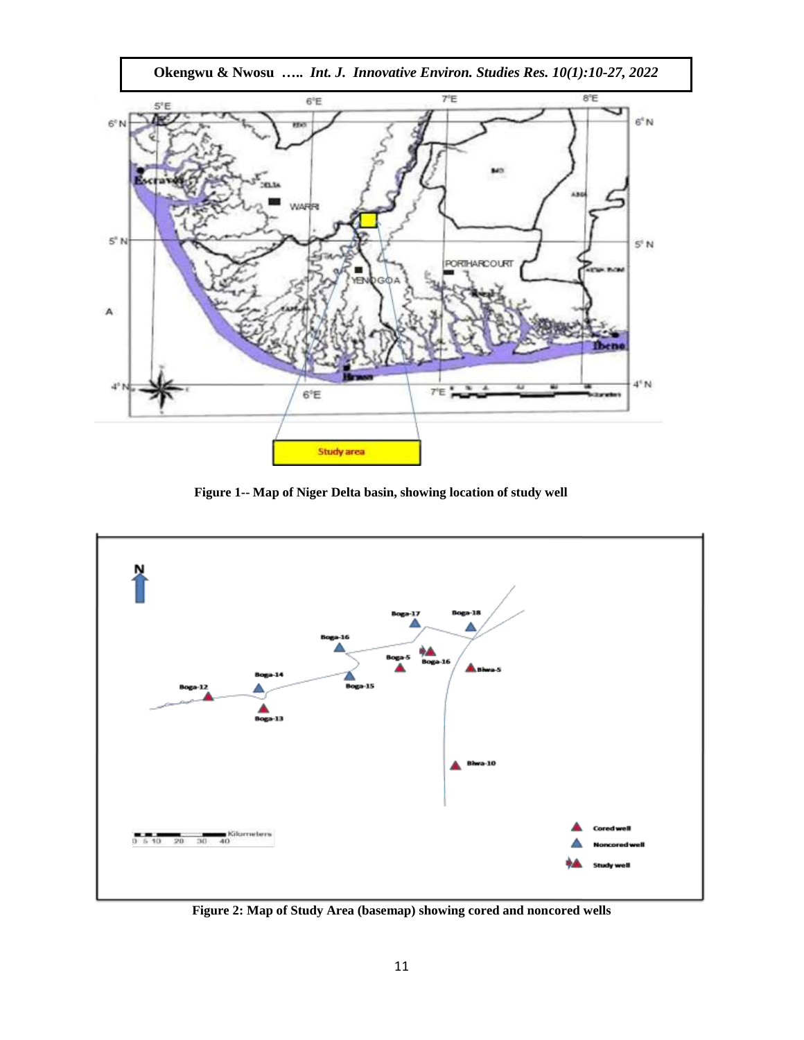Figure 1-- Map of Niger Delta basin, showing location of study well

Figure 2: Map of Study Area (basemap) showing cored and noncored wells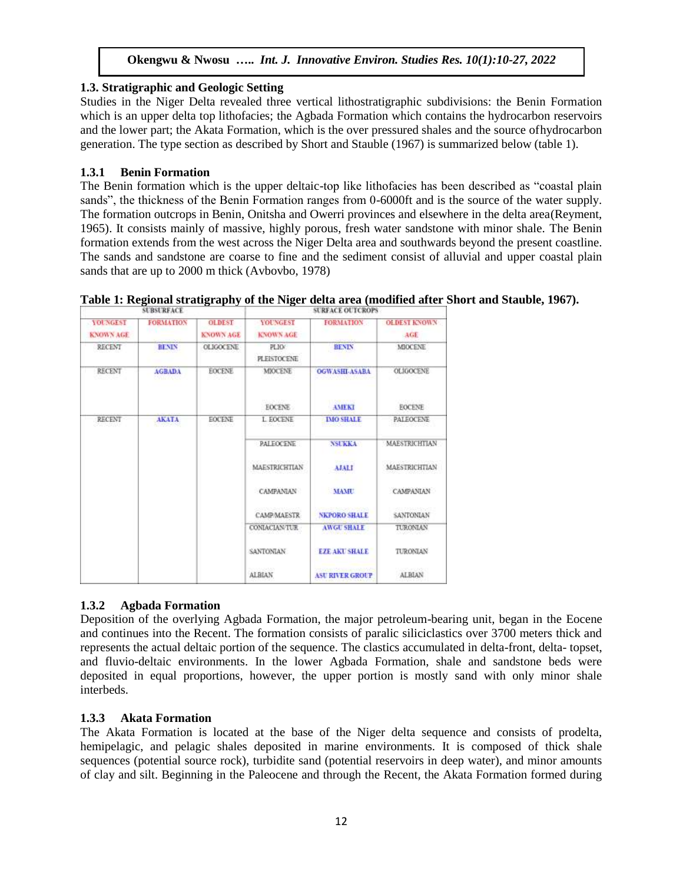## 1.3. Stratigraphic and Geologic Setting

Studies in the Niger Delta revealed three vertical lithostratigraphic subdivisions: the Benin Formation which is an upper delta top lithofacies; the Agbada Formation which contains the hydrocarbon reservoirs and the lower part; the Akata Formation, which is the over pressured shales and the source ofhydrocarbon generation. The type section as described by Short and Stauble (1967) is summarized below (table 1).

### 1.3.1 Benin Formation

The Benin formation which is the upper deltaic-top like lithofacies has been described as "coastal plain sands", the thickness of the Benin Formation ranges from 0-6000ft and is the source of the water supply. The formation outcrops in Benin, Onitsha and Owerri provinces and elsewhere in the delta area(Reyment, 1965). It consists mainly of massive, highly porous, fresh water sandstone with minor shale. The Benin formation extends from the west across the Niger Delta area and southwards beyond the present coastline. The sands and sandstone are coarse to fine and the sediment consist of alluvial and upper coastal plain sands that are up to 2000 m thick (Avbovbo, 1978)

**Table 1: Regional stratigraphy of the Niger delta area (modified after Short and Stauble, 1967).**

| SUBSURFACE | | | SURFACE OUTCROPS | | |
|---|---|---|---|---|---|
| YOUNGEST KNOWN AGE | FORMATION | OLDEST KNOWN AGE | YOUNGEST KNOWN AGE | FORMATION | OLDEST KNOWN AGE |
| RECENT | BENIN | OLIGOCENE | PLIO/ PLEISTOCENE | BENIN | MIOCENE |
| RECENT | AGBADA | EOCENE | MIOCENE | OGWASHI-ASABA | OLIGOCENE |
| | | | EOCENE | AMEKI | EOCENE |
| RECENT | AKATA | EOCENE | L EOCENE | IMO SHALE | PALEOCENE |
| | | | PALEOCENE | NSUKKA | MAESTRICHTIAN |
| | | | MAESTRICHTIAN | AJALI | MAESTRICHTIAN |
| | | | CAMPANIAN | MAMU | CAMPANIAN |
| | | | CAMP/MAESTR | NKPORO SHALE | SANTONIAN |
| | | | CONIACIAN/TUR | AWGU SHALE | TURONIAN |
| | | | SANTONIAN | EZE AKU SHALE | TURONIAN |
| | | | ALBIAN | ASU RIVER GROUP | ALBIAN |

### 1.3.2 Agbada Formation

Deposition of the overlying Agbada Formation, the major petroleum-bearing unit, began in the Eocene and continues into the Recent. The formation consists of paralic siliciclastics over 3700 meters thick and represents the actual deltaic portion of the sequence. The clastics accumulated in delta-front, delta- topset, and fluvio-deltaic environments. In the lower Agbada Formation, shale and sandstone beds were deposited in equal proportions, however, the upper portion is mostly sand with only minor shale interbeds.

### 1.3.3 Akata Formation

The Akata Formation is located at the base of the Niger delta sequence and consists of prodelta, hemipelagic, and pelagic shales deposited in marine environments. It is composed of thick shale sequences (potential source rock), turbidite sand (potential reservoirs in deep water), and minor amounts of clay and silt. Beginning in the Paleocene and through the Recent, the Akata Formation formed during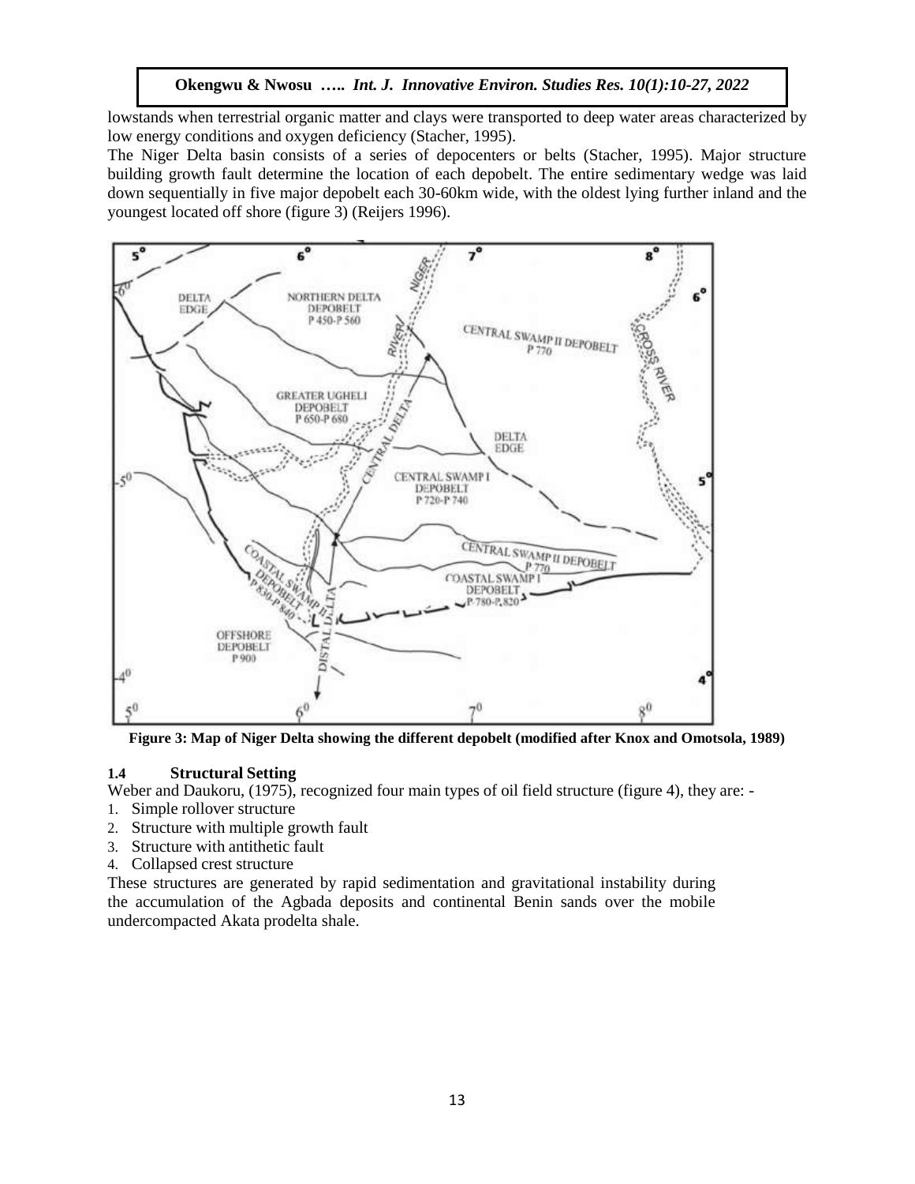lowstands when terrestrial organic matter and clays were transported to deep water areas characterized by low energy conditions and oxygen deficiency (Stacher, 1995).

The Niger Delta basin consists of a series of depocenters or belts (Stacher, 1995). Major structure building growth fault determine the location of each depobelt. The entire sedimentary wedge was laid down sequentially in five major depobelt each 30-60km wide, with the oldest lying further inland and the youngest located off shore (figure 3) (Reijers 1996).

**Figure 3: Map of Niger Delta showing the different depobelt (modified after Knox and Omotsola, 1989)**

### 1.4 Structural Setting

Weber and Daukoru, (1975), recognized four main types of oil field structure (figure 4), they are: -

1. Simple rollover structure
2. Structure with multiple growth fault
3. Structure with antithetic fault
4. Collapsed crest structure

These structures are generated by rapid sedimentation and gravitational instability during the accumulation of the Agbada deposits and continental Benin sands over the mobile undercompacted Akata prodelta shale.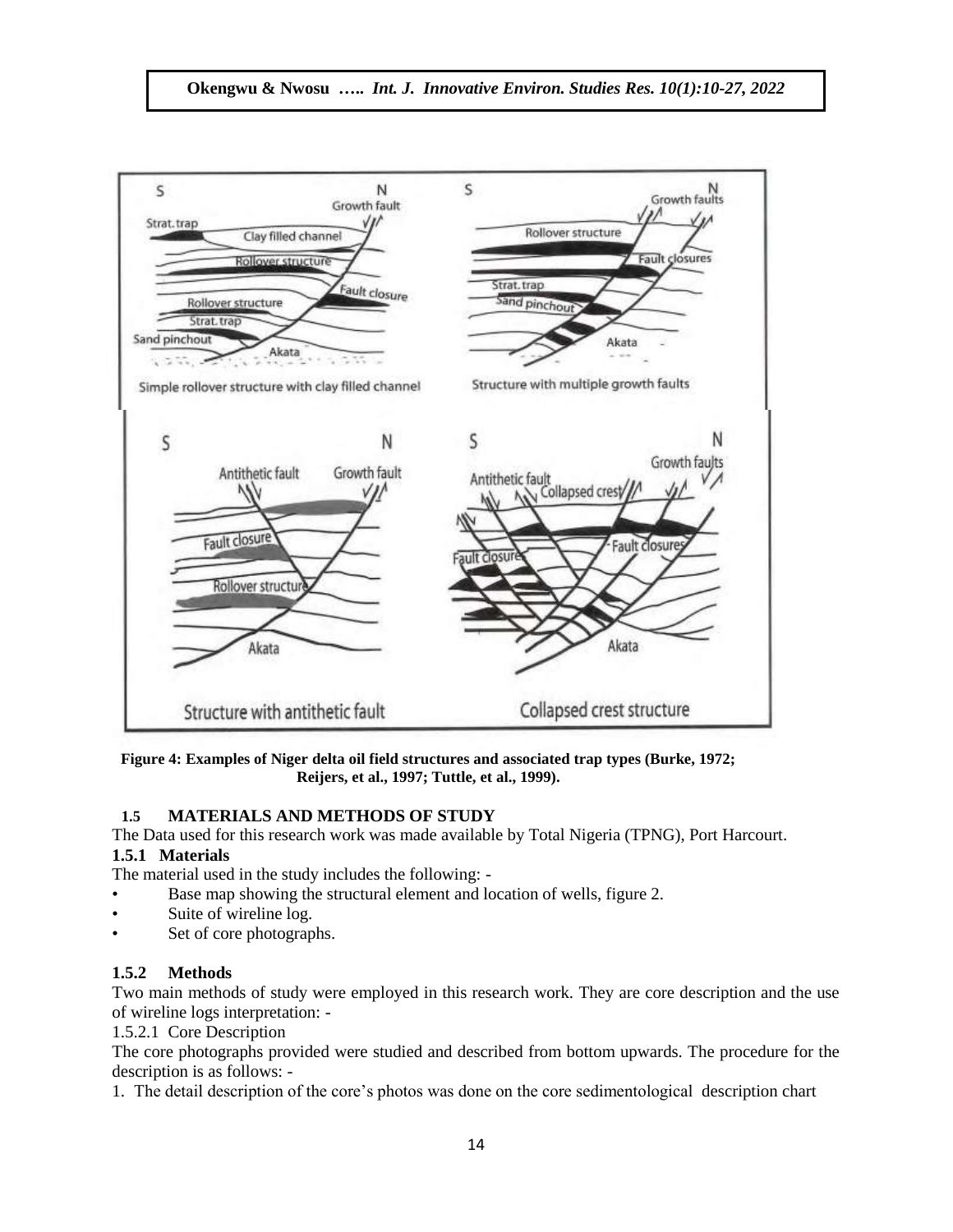Figure 4: Examples of Niger delta oil field structures and associated trap types (Burke, 1972; Reijers, et al., 1997; Tuttle, et al., 1999).

## 1.5 MATERIALS AND METHODS OF STUDY

The Data used for this research work was made available by Total Nigeria (TPNG), Port Harcourt.

### 1.5.1 Materials

The material used in the study includes the following: -

- Base map showing the structural element and location of wells, figure 2.
- Suite of wireline log.
- Set of core photographs.

### 1.5.2 Methods

Two main methods of study were employed in this research work. They are core description and the use of wireline logs interpretation: -

1.5.2.1 Core Description

The core photographs provided were studied and described from bottom upwards. The procedure for the description is as follows: -

1. The detail description of the core's photos was done on the core sedimentological description chart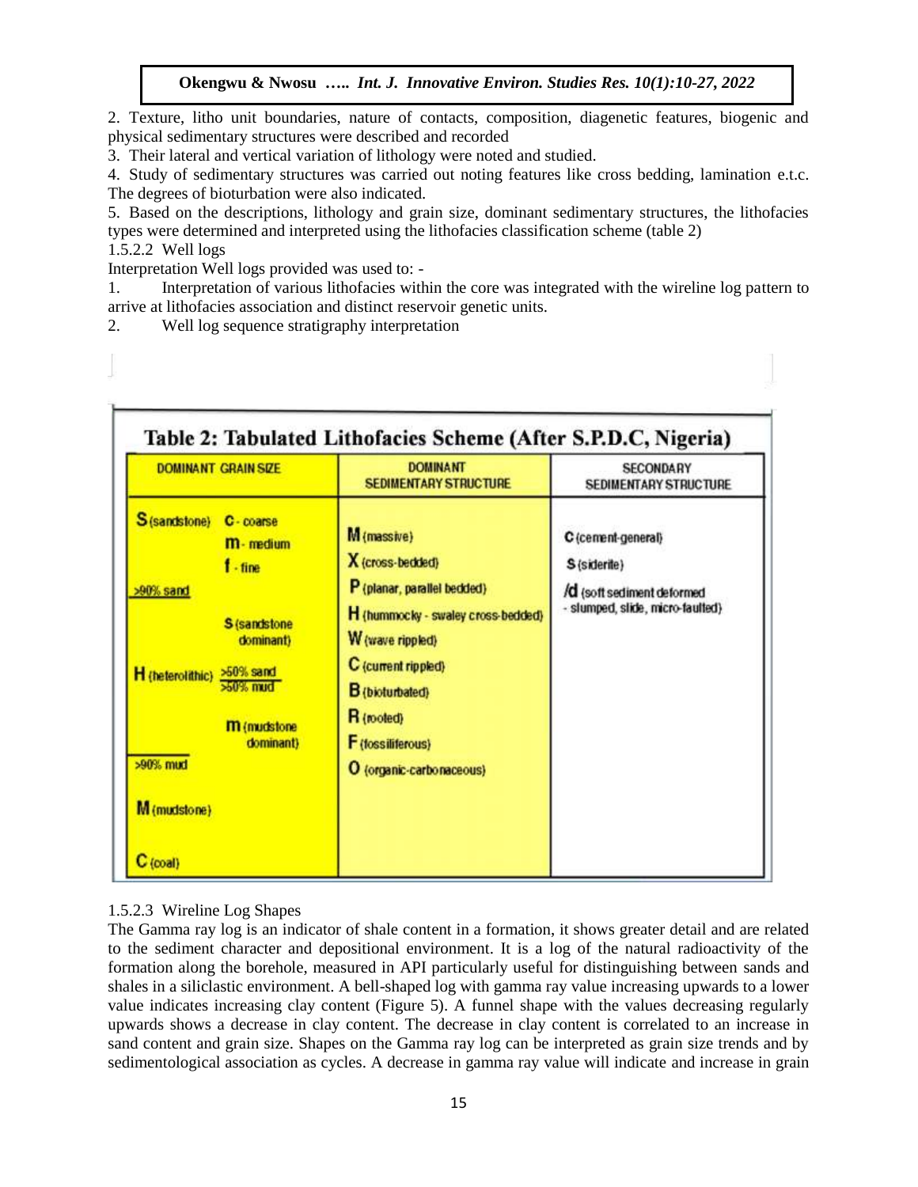2. Texture, litho unit boundaries, nature of contacts, composition, diagenetic features, biogenic and physical sedimentary structures were described and recorded

3. Their lateral and vertical variation of lithology were noted and studied.

4. Study of sedimentary structures was carried out noting features like cross bedding, lamination e.t.c. The degrees of bioturbation were also indicated.

5. Based on the descriptions, lithology and grain size, dominant sedimentary structures, the lithofacies types were determined and interpreted using the lithofacies classification scheme (table 2)

1.5.2.2 Well logs

Interpretation Well logs provided was used to: -

1. Interpretation of various lithofacies within the core was integrated with the wireline log pattern to arrive at lithofacies association and distinct reservoir genetic units.
2. Well log sequence stratigraphy interpretation

**Table 2: Tabulated Lithofacies Scheme (After S.P.D.C, Nigeria)**

| DOMINANT GRAIN SIZE | DOMINANT SEDIMENTARY STRUCTURE | SECONDARY SEDIMENTARY STRUCTURE |
|---|---|---|
| S (sandstone) — C - coarse, m - medium, f - fine | M (massive) | C (cement-general) |
| >90% sand | X (cross-bedded) | S (siderite) |
| S (sandstone dominant) | P (planar, parallel bedded) | /d (soft sediment deformed - slumped, slide, micro-faulted) |
| H (heterolithic) — >50% sand / >50% mud | H (hummocky - swaley cross-bedded) | |
| m (mudstone dominant) | W (wave rippled) | |
| >90% mud | C (current rippled) | |
| M (mudstone) | B (bioturbated) | |
| C (coal) | R (rooted) | |
| | F (fossiliferous) | |
| | O (organic-carbonaceous) | |

1.5.2.3 Wireline Log Shapes

The Gamma ray log is an indicator of shale content in a formation, it shows greater detail and are related to the sediment character and depositional environment. It is a log of the natural radioactivity of the formation along the borehole, measured in API particularly useful for distinguishing between sands and shales in a siliclastic environment. A bell-shaped log with gamma ray value increasing upwards to a lower value indicates increasing clay content (Figure 5). A funnel shape with the values decreasing regularly upwards shows a decrease in clay content. The decrease in clay content is correlated to an increase in sand content and grain size. Shapes on the Gamma ray log can be interpreted as grain size trends and by sedimentological association as cycles. A decrease in gamma ray value will indicate and increase in grain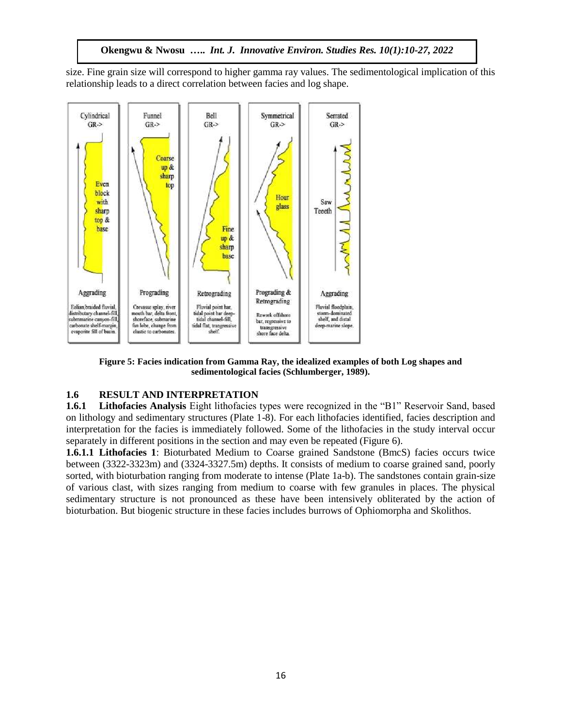size. Fine grain size will correspond to higher gamma ray values. The sedimentological implication of this relationship leads to a direct correlation between facies and log shape.

**Figure 5: Facies indication from Gamma Ray, the idealized examples of both Log shapes and sedimentological facies (Schlumberger, 1989).**

## 1.6 RESULT AND INTERPRETATION

**1.6.1 Lithofacies Analysis** Eight lithofacies types were recognized in the "B1" Reservoir Sand, based on lithology and sedimentary structures (Plate 1-8). For each lithofacies identified, facies description and interpretation for the facies is immediately followed. Some of the lithofacies in the study interval occur separately in different positions in the section and may even be repeated (Figure 6).

**1.6.1.1 Lithofacies 1**: Bioturbated Medium to Coarse grained Sandstone (BmcS) facies occurs twice between (3322-3323m) and (3324-3327.5m) depths. It consists of medium to coarse grained sand, poorly sorted, with bioturbation ranging from moderate to intense (Plate 1a-b). The sandstones contain grain-size of various clast, with sizes ranging from medium to coarse with few granules in places. The physical sedimentary structure is not pronounced as these have been intensively obliterated by the action of bioturbation. But biogenic structure in these facies includes burrows of Ophiomorpha and Skolithos.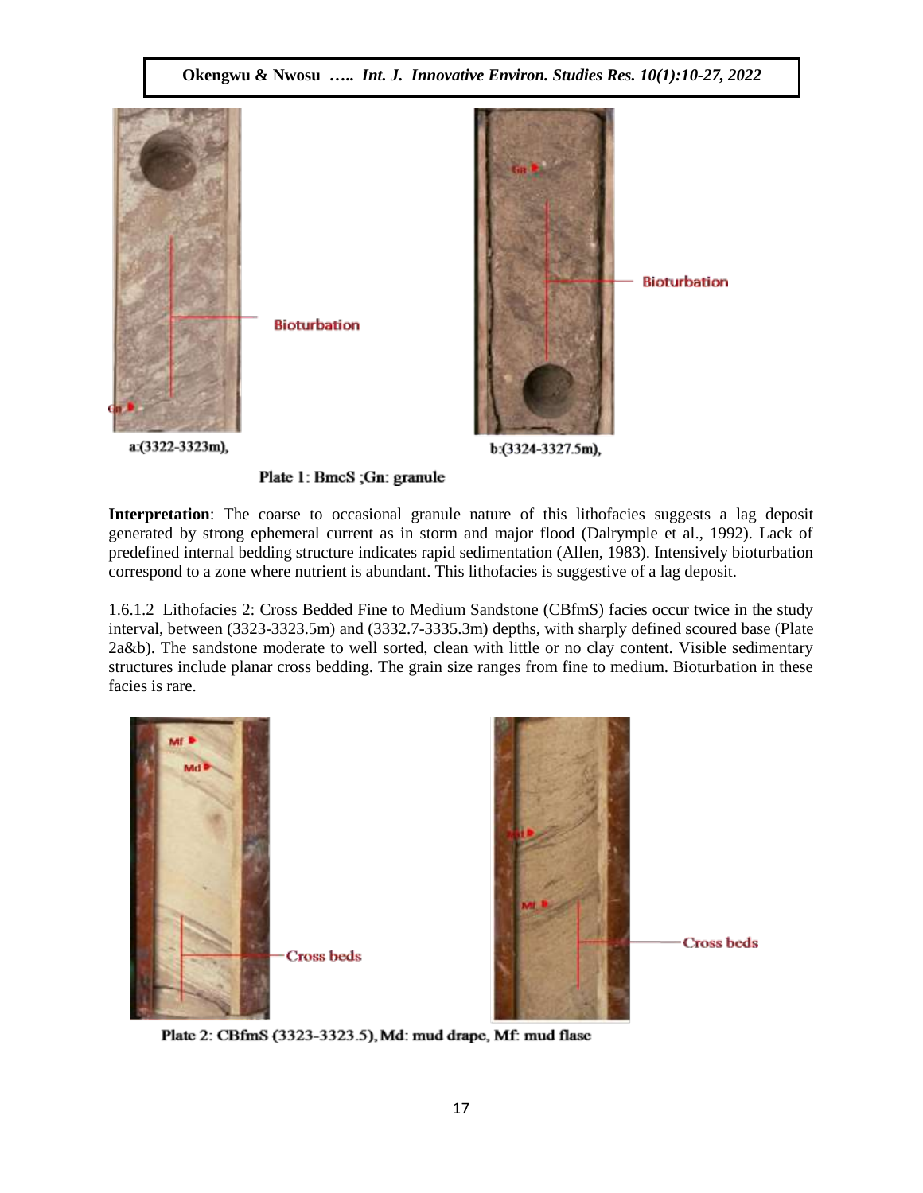a:(3322-3323m), b:(3324-3327.5m),

Plate 1: BmcS ;Gn: granule

**Interpretation**: The coarse to occasional granule nature of this lithofacies suggests a lag deposit generated by strong ephemeral current as in storm and major flood (Dalrymple et al., 1992). Lack of predefined internal bedding structure indicates rapid sedimentation (Allen, 1983). Intensively bioturbation correspond to a zone where nutrient is abundant. This lithofacies is suggestive of a lag deposit.

1.6.1.2 Lithofacies 2: Cross Bedded Fine to Medium Sandstone (CBfmS) facies occur twice in the study interval, between (3323-3323.5m) and (3332.7-3335.3m) depths, with sharply defined scoured base (Plate 2a&b). The sandstone moderate to well sorted, clean with little or no clay content. Visible sedimentary structures include planar cross bedding. The grain size ranges from fine to medium. Bioturbation in these facies is rare.

Plate 2: CBfmS (3323-3323.5), Md: mud drape, Mf: mud flase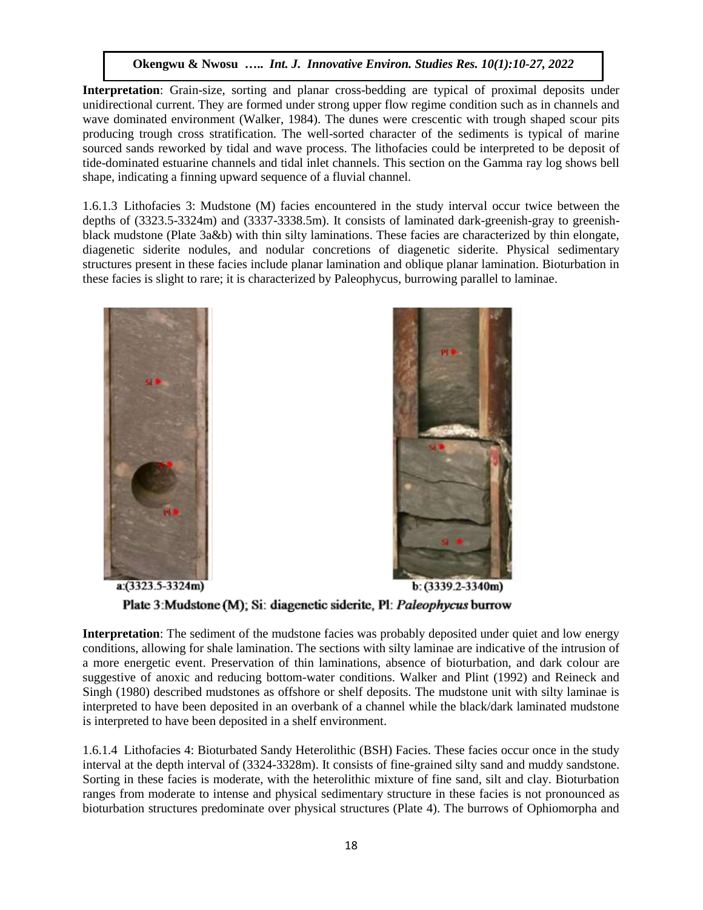**Interpretation**: Grain-size, sorting and planar cross-bedding are typical of proximal deposits under unidirectional current. They are formed under strong upper flow regime condition such as in channels and wave dominated environment (Walker, 1984). The dunes were crescentic with trough shaped scour pits producing trough cross stratification. The well-sorted character of the sediments is typical of marine sourced sands reworked by tidal and wave process. The lithofacies could be interpreted to be deposit of tide-dominated estuarine channels and tidal inlet channels. This section on the Gamma ray log shows bell shape, indicating a finning upward sequence of a fluvial channel.

1.6.1.3 Lithofacies 3: Mudstone (M) facies encountered in the study interval occur twice between the depths of (3323.5-3324m) and (3337-3338.5m). It consists of laminated dark-greenish-gray to greenish-black mudstone (Plate 3a&b) with thin silty laminations. These facies are characterized by thin elongate, diagenetic siderite nodules, and nodular concretions of diagenetic siderite. Physical sedimentary structures present in these facies include planar lamination and oblique planar lamination. Bioturbation in these facies is slight to rare; it is characterized by Paleophycus, burrowing parallel to laminae.

a:(3323.5-3324m) b: (3339.2-3340m)

Plate 3: Mudstone (M); Si: diagenetic siderite, Pl: *Paleophycus* burrow

**Interpretation**: The sediment of the mudstone facies was probably deposited under quiet and low energy conditions, allowing for shale lamination. The sections with silty laminae are indicative of the intrusion of a more energetic event. Preservation of thin laminations, absence of bioturbation, and dark colour are suggestive of anoxic and reducing bottom-water conditions. Walker and Plint (1992) and Reineck and Singh (1980) described mudstones as offshore or shelf deposits. The mudstone unit with silty laminae is interpreted to have been deposited in an overbank of a channel while the black/dark laminated mudstone is interpreted to have been deposited in a shelf environment.

1.6.1.4 Lithofacies 4: Bioturbated Sandy Heterolithic (BSH) Facies. These facies occur once in the study interval at the depth interval of (3324-3328m). It consists of fine-grained silty sand and muddy sandstone. Sorting in these facies is moderate, with the heterolithic mixture of fine sand, silt and clay. Bioturbation ranges from moderate to intense and physical sedimentary structure in these facies is not pronounced as bioturbation structures predominate over physical structures (Plate 4). The burrows of Ophiomorpha and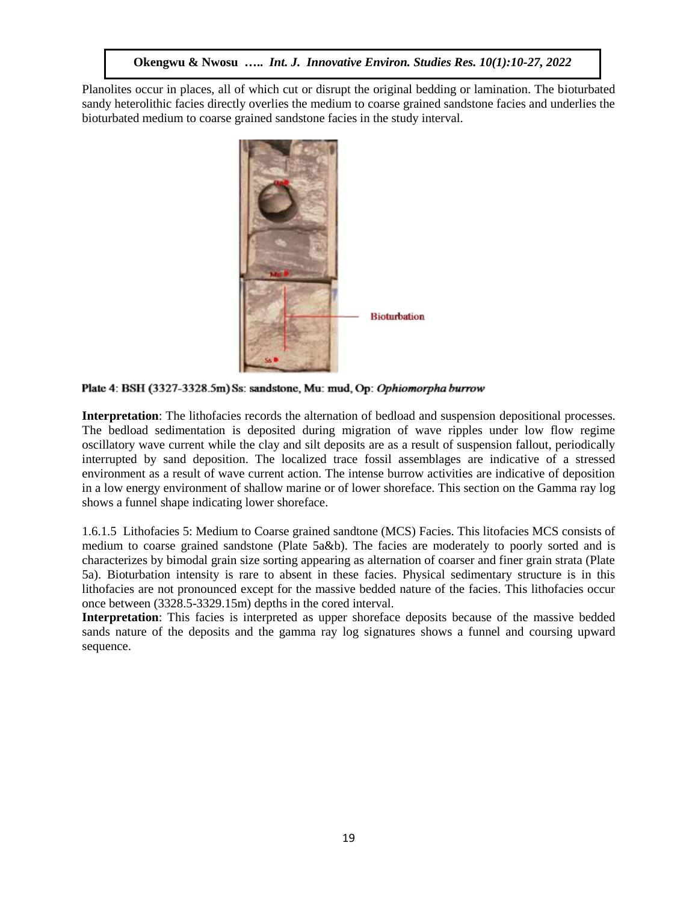Planolites occur in places, all of which cut or disrupt the original bedding or lamination. The bioturbated sandy heterolithic facies directly overlies the medium to coarse grained sandstone facies and underlies the bioturbated medium to coarse grained sandstone facies in the study interval.

**Plate 4: BSH (3327-3328.5m) Ss: sandstone, Mu: mud, Op: *Ophiomorpha burrow***

**Interpretation**: The lithofacies records the alternation of bedload and suspension depositional processes. The bedload sedimentation is deposited during migration of wave ripples under low flow regime oscillatory wave current while the clay and silt deposits are as a result of suspension fallout, periodically interrupted by sand deposition. The localized trace fossil assemblages are indicative of a stressed environment as a result of wave current action. The intense burrow activities are indicative of deposition in a low energy environment of shallow marine or of lower shoreface. This section on the Gamma ray log shows a funnel shape indicating lower shoreface.

1.6.1.5 Lithofacies 5: Medium to Coarse grained sandtone (MCS) Facies. This litofacies MCS consists of medium to coarse grained sandstone (Plate 5a&b). The facies are moderately to poorly sorted and is characterizes by bimodal grain size sorting appearing as alternation of coarser and finer grain strata (Plate 5a). Bioturbation intensity is rare to absent in these facies. Physical sedimentary structure is in this lithofacies are not pronounced except for the massive bedded nature of the facies. This lithofacies occur once between (3328.5-3329.15m) depths in the cored interval.

**Interpretation**: This facies is interpreted as upper shoreface deposits because of the massive bedded sands nature of the deposits and the gamma ray log signatures shows a funnel and coursing upward sequence.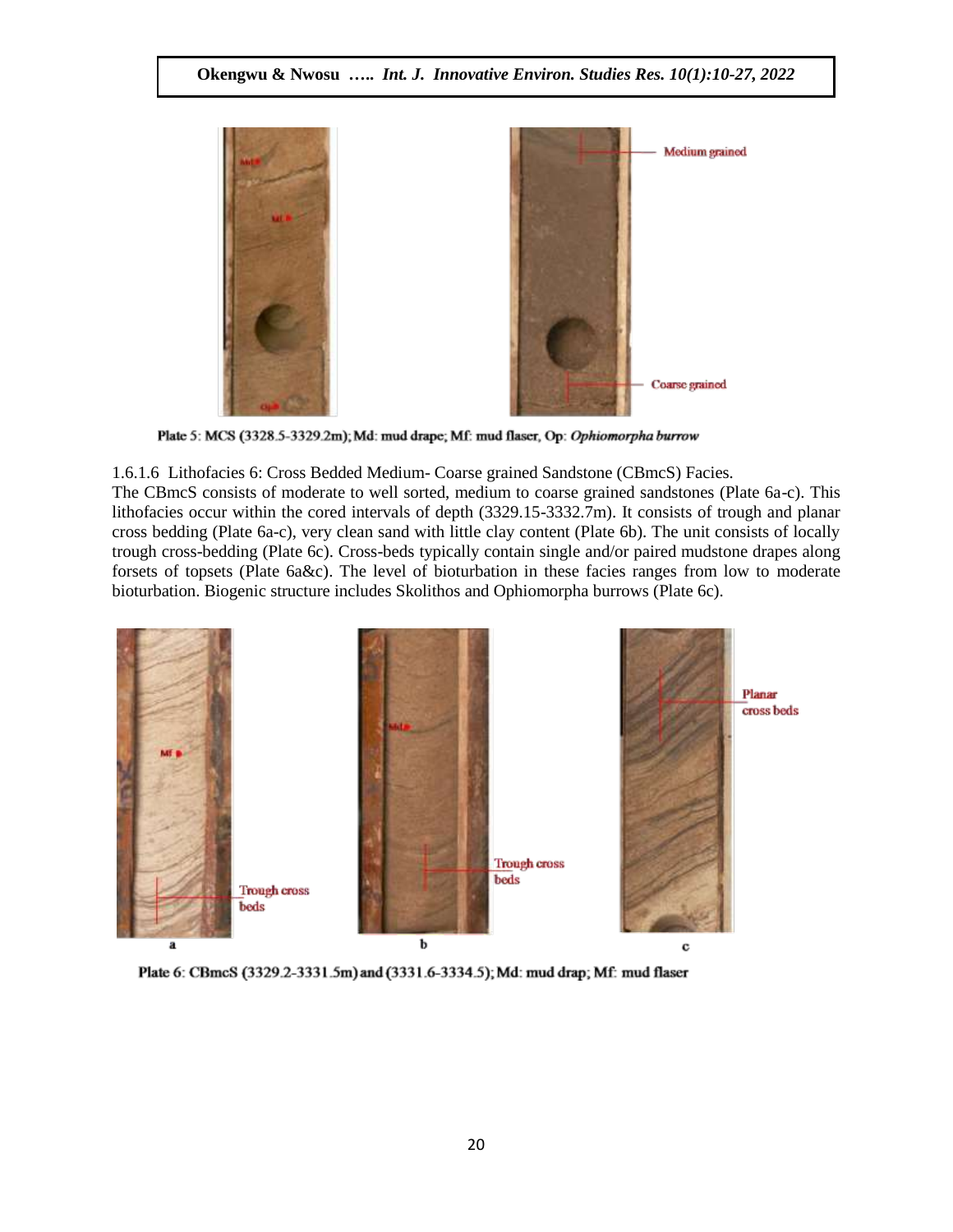Plate 5: MCS (3328.5-3329.2m); Md: mud drape; Mf: mud flaser, Op: *Ophiomorpha burrow*

1.6.1.6 Lithofacies 6: Cross Bedded Medium- Coarse grained Sandstone (CBmcS) Facies.

The CBmcS consists of moderate to well sorted, medium to coarse grained sandstones (Plate 6a-c). This lithofacies occur within the cored intervals of depth (3329.15-3332.7m). It consists of trough and planar cross bedding (Plate 6a-c), very clean sand with little clay content (Plate 6b). The unit consists of locally trough cross-bedding (Plate 6c). Cross-beds typically contain single and/or paired mudstone drapes along forsets of topsets (Plate 6a&c). The level of bioturbation in these facies ranges from low to moderate bioturbation. Biogenic structure includes Skolithos and Ophiomorpha burrows (Plate 6c).

Plate 6: CBmcS (3329.2-3331.5m) and (3331.6-3334.5); Md: mud drap; Mf: mud flaser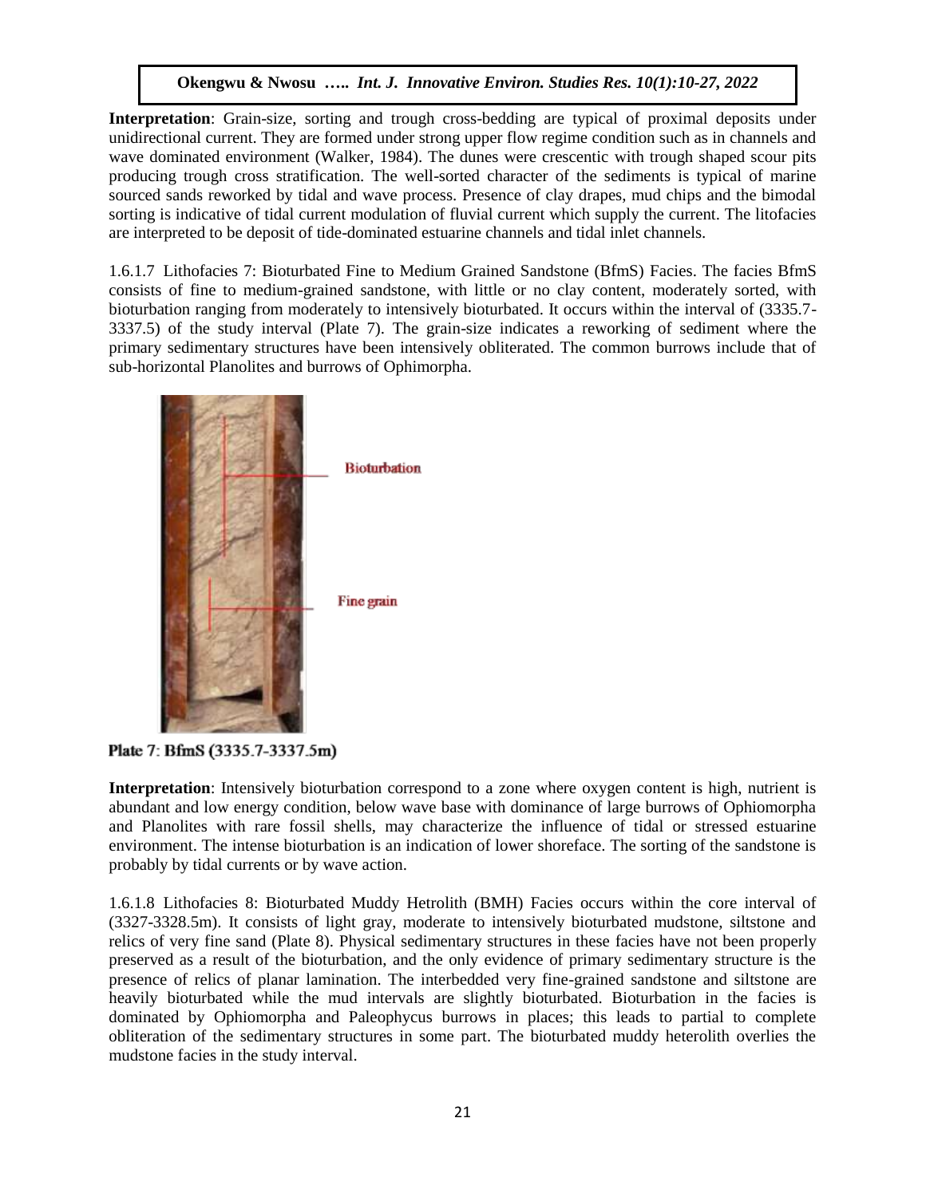**Interpretation**: Grain-size, sorting and trough cross-bedding are typical of proximal deposits under unidirectional current. They are formed under strong upper flow regime condition such as in channels and wave dominated environment (Walker, 1984). The dunes were crescentic with trough shaped scour pits producing trough cross stratification. The well-sorted character of the sediments is typical of marine sourced sands reworked by tidal and wave process. Presence of clay drapes, mud chips and the bimodal sorting is indicative of tidal current modulation of fluvial current which supply the current. The litofacies are interpreted to be deposit of tide-dominated estuarine channels and tidal inlet channels.

1.6.1.7 Lithofacies 7: Bioturbated Fine to Medium Grained Sandstone (BfmS) Facies. The facies BfmS consists of fine to medium-grained sandstone, with little or no clay content, moderately sorted, with bioturbation ranging from moderately to intensively bioturbated. It occurs within the interval of (3335.7-3337.5) of the study interval (Plate 7). The grain-size indicates a reworking of sediment where the primary sedimentary structures have been intensively obliterated. The common burrows include that of sub-horizontal Planolites and burrows of Ophimorpha.

Bioturbation

Fine grain

**Plate 7: BfmS (3335.7-3337.5m)**

**Interpretation**: Intensively bioturbation correspond to a zone where oxygen content is high, nutrient is abundant and low energy condition, below wave base with dominance of large burrows of Ophiomorpha and Planolites with rare fossil shells, may characterize the influence of tidal or stressed estuarine environment. The intense bioturbation is an indication of lower shoreface. The sorting of the sandstone is probably by tidal currents or by wave action.

1.6.1.8 Lithofacies 8: Bioturbated Muddy Hetrolith (BMH) Facies occurs within the core interval of (3327-3328.5m). It consists of light gray, moderate to intensively bioturbated mudstone, siltstone and relics of very fine sand (Plate 8). Physical sedimentary structures in these facies have not been properly preserved as a result of the bioturbation, and the only evidence of primary sedimentary structure is the presence of relics of planar lamination. The interbedded very fine-grained sandstone and siltstone are heavily bioturbated while the mud intervals are slightly bioturbated. Bioturbation in the facies is dominated by Ophiomorpha and Paleophycus burrows in places; this leads to partial to complete obliteration of the sedimentary structures in some part. The bioturbated muddy heterolith overlies the mudstone facies in the study interval.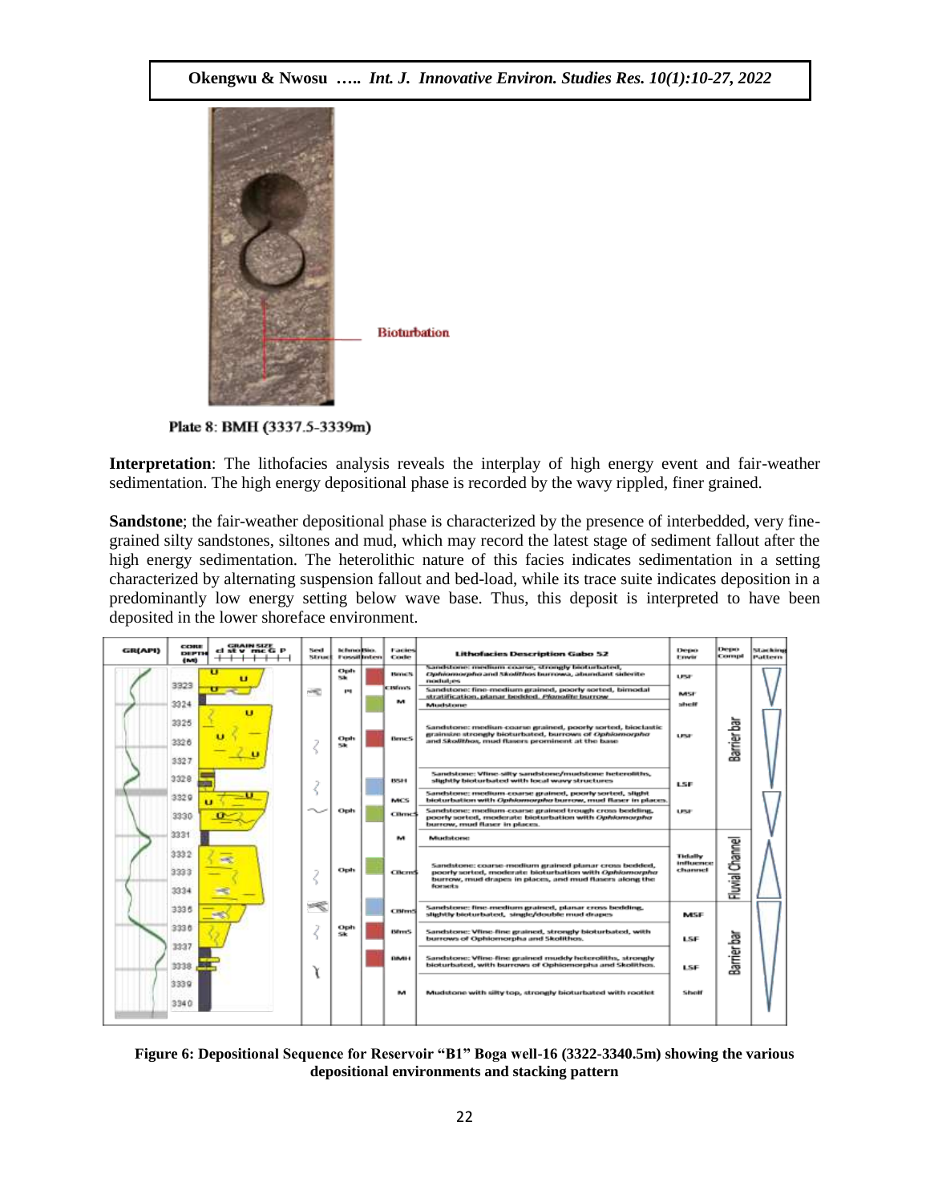Bioturbation

Plate 8: BMH (3337.5-3339m)

**Interpretation**: The lithofacies analysis reveals the interplay of high energy event and fair-weather sedimentation. The high energy depositional phase is recorded by the wavy rippled, finer grained.

**Sandstone**; the fair-weather depositional phase is characterized by the presence of interbedded, very fine-grained silty sandstones, siltones and mud, which may record the latest stage of sediment fallout after the high energy sedimentation. The heterolithic nature of this facies indicates sedimentation in a setting characterized by alternating suspension fallout and bed-load, while its trace suite indicates deposition in a predominantly low energy setting below wave base. Thus, this deposit is interpreted to have been deposited in the lower shoreface environment.

**Figure 6: Depositional Sequence for Reservoir "B1" Boga well-16 (3322-3340.5m) showing the various depositional environments and stacking pattern**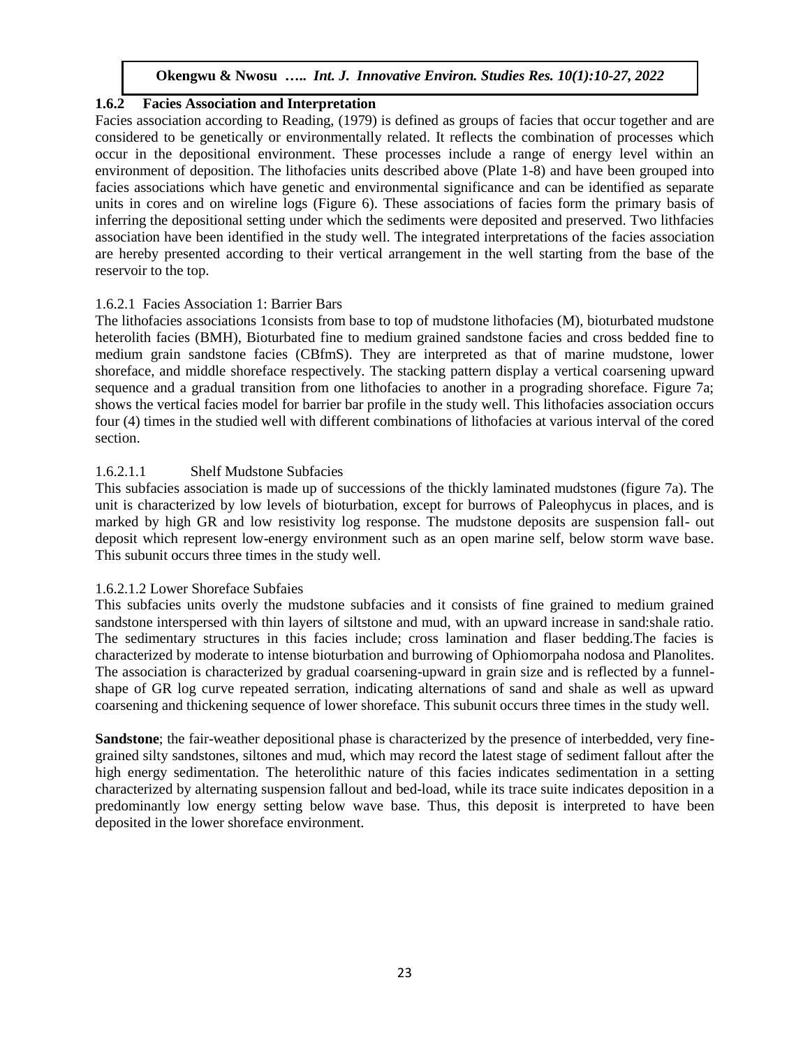### 1.6.2 Facies Association and Interpretation

Facies association according to Reading, (1979) is defined as groups of facies that occur together and are considered to be genetically or environmentally related. It reflects the combination of processes which occur in the depositional environment. These processes include a range of energy level within an environment of deposition. The lithofacies units described above (Plate 1-8) and have been grouped into facies associations which have genetic and environmental significance and can be identified as separate units in cores and on wireline logs (Figure 6). These associations of facies form the primary basis of inferring the depositional setting under which the sediments were deposited and preserved. Two lithfacies association have been identified in the study well. The integrated interpretations of the facies association are hereby presented according to their vertical arrangement in the well starting from the base of the reservoir to the top.

#### 1.6.2.1 Facies Association 1: Barrier Bars

The lithofacies associations 1consists from base to top of mudstone lithofacies (M), bioturbated mudstone heterolith facies (BMH), Bioturbated fine to medium grained sandstone facies and cross bedded fine to medium grain sandstone facies (CBfmS). They are interpreted as that of marine mudstone, lower shoreface, and middle shoreface respectively. The stacking pattern display a vertical coarsening upward sequence and a gradual transition from one lithofacies to another in a prograding shoreface. Figure 7a; shows the vertical facies model for barrier bar profile in the study well. This lithofacies association occurs four (4) times in the studied well with different combinations of lithofacies at various interval of the cored section.

##### 1.6.2.1.1 Shelf Mudstone Subfacies

This subfacies association is made up of successions of the thickly laminated mudstones (figure 7a). The unit is characterized by low levels of bioturbation, except for burrows of Paleophycus in places, and is marked by high GR and low resistivity log response. The mudstone deposits are suspension fall- out deposit which represent low-energy environment such as an open marine self, below storm wave base. This subunit occurs three times in the study well.

##### 1.6.2.1.2 Lower Shoreface Subfaies

This subfacies units overly the mudstone subfacies and it consists of fine grained to medium grained sandstone interspersed with thin layers of siltstone and mud, with an upward increase in sand:shale ratio. The sedimentary structures in this facies include; cross lamination and flaser bedding.The facies is characterized by moderate to intense bioturbation and burrowing of Ophiomorpaha nodosa and Planolites. The association is characterized by gradual coarsening-upward in grain size and is reflected by a funnel-shape of GR log curve repeated serration, indicating alternations of sand and shale as well as upward coarsening and thickening sequence of lower shoreface. This subunit occurs three times in the study well.

**Sandstone**; the fair-weather depositional phase is characterized by the presence of interbedded, very fine-grained silty sandstones, siltones and mud, which may record the latest stage of sediment fallout after the high energy sedimentation. The heterolithic nature of this facies indicates sedimentation in a setting characterized by alternating suspension fallout and bed-load, while its trace suite indicates deposition in a predominantly low energy setting below wave base. Thus, this deposit is interpreted to have been deposited in the lower shoreface environment.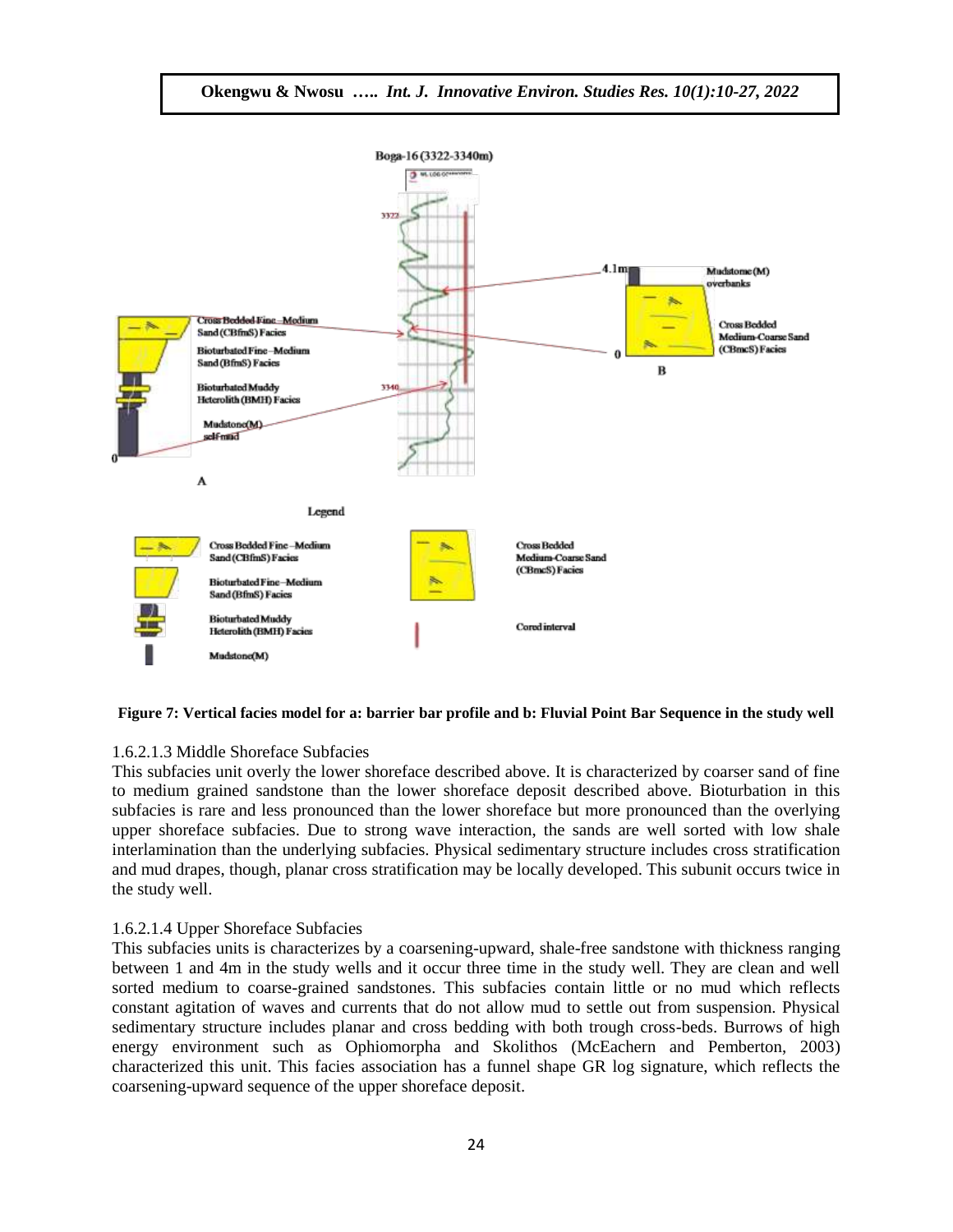**Figure 7: Vertical facies model for a: barrier bar profile and b: Fluvial Point Bar Sequence in the study well**

1.6.2.1.3 Middle Shoreface Subfacies

This subfacies unit overly the lower shoreface described above. It is characterized by coarser sand of fine to medium grained sandstone than the lower shoreface deposit described above. Bioturbation in this subfacies is rare and less pronounced than the lower shoreface but more pronounced than the overlying upper shoreface subfacies. Due to strong wave interaction, the sands are well sorted with low shale interlamination than the underlying subfacies. Physical sedimentary structure includes cross stratification and mud drapes, though, planar cross stratification may be locally developed. This subunit occurs twice in the study well.

1.6.2.1.4 Upper Shoreface Subfacies

This subfacies units is characterizes by a coarsening-upward, shale-free sandstone with thickness ranging between 1 and 4m in the study wells and it occur three time in the study well. They are clean and well sorted medium to coarse-grained sandstones. This subfacies contain little or no mud which reflects constant agitation of waves and currents that do not allow mud to settle out from suspension. Physical sedimentary structure includes planar and cross bedding with both trough cross-beds. Burrows of high energy environment such as Ophiomorpha and Skolithos (McEachern and Pemberton, 2003) characterized this unit. This facies association has a funnel shape GR log signature, which reflects the coarsening-upward sequence of the upper shoreface deposit.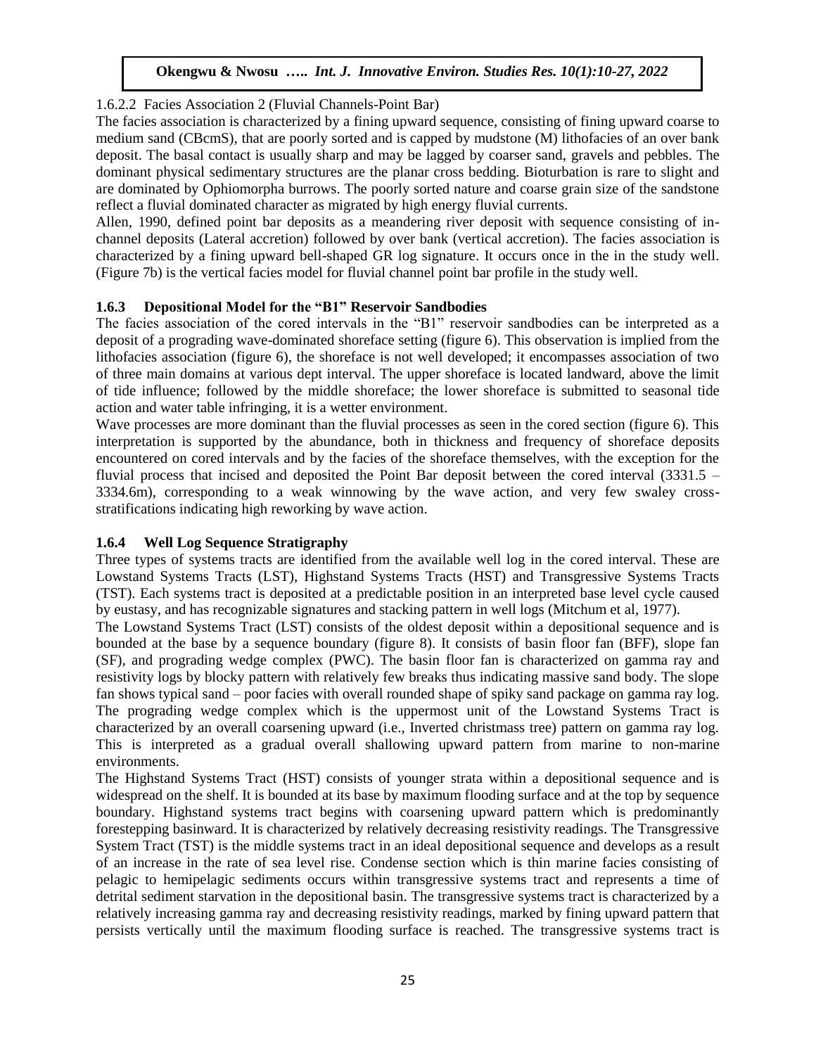#### 1.6.2.2 Facies Association 2 (Fluvial Channels-Point Bar)

The facies association is characterized by a fining upward sequence, consisting of fining upward coarse to medium sand (CBcmS), that are poorly sorted and is capped by mudstone (M) lithofacies of an over bank deposit. The basal contact is usually sharp and may be lagged by coarser sand, gravels and pebbles. The dominant physical sedimentary structures are the planar cross bedding. Bioturbation is rare to slight and are dominated by Ophiomorpha burrows. The poorly sorted nature and coarse grain size of the sandstone reflect a fluvial dominated character as migrated by high energy fluvial currents.

Allen, 1990, defined point bar deposits as a meandering river deposit with sequence consisting of in-channel deposits (Lateral accretion) followed by over bank (vertical accretion). The facies association is characterized by a fining upward bell-shaped GR log signature. It occurs once in the in the study well. (Figure 7b) is the vertical facies model for fluvial channel point bar profile in the study well.

### 1.6.3 Depositional Model for the "B1" Reservoir Sandbodies

The facies association of the cored intervals in the "B1" reservoir sandbodies can be interpreted as a deposit of a prograding wave-dominated shoreface setting (figure 6). This observation is implied from the lithofacies association (figure 6), the shoreface is not well developed; it encompasses association of two of three main domains at various dept interval. The upper shoreface is located landward, above the limit of tide influence; followed by the middle shoreface; the lower shoreface is submitted to seasonal tide action and water table infringing, it is a wetter environment.

Wave processes are more dominant than the fluvial processes as seen in the cored section (figure 6). This interpretation is supported by the abundance, both in thickness and frequency of shoreface deposits encountered on cored intervals and by the facies of the shoreface themselves, with the exception for the fluvial process that incised and deposited the Point Bar deposit between the cored interval (3331.5 – 3334.6m), corresponding to a weak winnowing by the wave action, and very few swaley cross-stratifications indicating high reworking by wave action.

### 1.6.4 Well Log Sequence Stratigraphy

Three types of systems tracts are identified from the available well log in the cored interval. These are Lowstand Systems Tracts (LST), Highstand Systems Tracts (HST) and Transgressive Systems Tracts (TST). Each systems tract is deposited at a predictable position in an interpreted base level cycle caused by eustasy, and has recognizable signatures and stacking pattern in well logs (Mitchum et al, 1977).

The Lowstand Systems Tract (LST) consists of the oldest deposit within a depositional sequence and is bounded at the base by a sequence boundary (figure 8). It consists of basin floor fan (BFF), slope fan (SF), and prograding wedge complex (PWC). The basin floor fan is characterized on gamma ray and resistivity logs by blocky pattern with relatively few breaks thus indicating massive sand body. The slope fan shows typical sand – poor facies with overall rounded shape of spiky sand package on gamma ray log. The prograding wedge complex which is the uppermost unit of the Lowstand Systems Tract is characterized by an overall coarsening upward (i.e., Inverted christmass tree) pattern on gamma ray log. This is interpreted as a gradual overall shallowing upward pattern from marine to non-marine environments.

The Highstand Systems Tract (HST) consists of younger strata within a depositional sequence and is widespread on the shelf. It is bounded at its base by maximum flooding surface and at the top by sequence boundary. Highstand systems tract begins with coarsening upward pattern which is predominantly forestepping basinward. It is characterized by relatively decreasing resistivity readings. The Transgressive System Tract (TST) is the middle systems tract in an ideal depositional sequence and develops as a result of an increase in the rate of sea level rise. Condense section which is thin marine facies consisting of pelagic to hemipelagic sediments occurs within transgressive systems tract and represents a time of detrital sediment starvation in the depositional basin. The transgressive systems tract is characterized by a relatively increasing gamma ray and decreasing resistivity readings, marked by fining upward pattern that persists vertically until the maximum flooding surface is reached. The transgressive systems tract is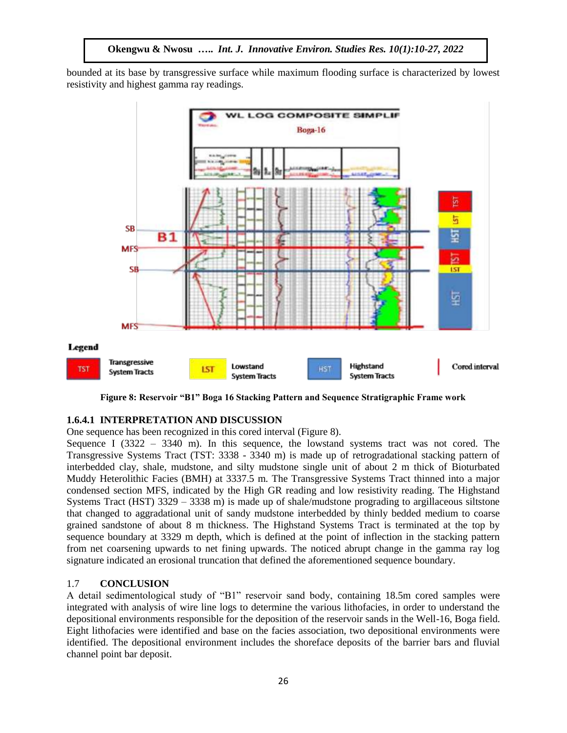bounded at its base by transgressive surface while maximum flooding surface is characterized by lowest resistivity and highest gamma ray readings.

**Figure 8: Reservoir "B1" Boga 16 Stacking Pattern and Sequence Stratigraphic Frame work**

### 1.6.4.1 INTERPRETATION AND DISCUSSION

One sequence has been recognized in this cored interval (Figure 8).

Sequence I (3322 – 3340 m). In this sequence, the lowstand systems tract was not cored. The Transgressive Systems Tract (TST: 3338 - 3340 m) is made up of retrogradational stacking pattern of interbedded clay, shale, mudstone, and silty mudstone single unit of about 2 m thick of Bioturbated Muddy Heterolithic Facies (BMH) at 3337.5 m. The Transgressive Systems Tract thinned into a major condensed section MFS, indicated by the High GR reading and low resistivity reading. The Highstand Systems Tract (HST) 3329 – 3338 m) is made up of shale/mudstone prograding to argillaceous siltstone that changed to aggradational unit of sandy mudstone interbedded by thinly bedded medium to coarse grained sandstone of about 8 m thickness. The Highstand Systems Tract is terminated at the top by sequence boundary at 3329 m depth, which is defined at the point of inflection in the stacking pattern from net coarsening upwards to net fining upwards. The noticed abrupt change in the gamma ray log signature indicated an erosional truncation that defined the aforementioned sequence boundary.

## 1.7 CONCLUSION

A detail sedimentological study of "B1" reservoir sand body, containing 18.5m cored samples were integrated with analysis of wire line logs to determine the various lithofacies, in order to understand the depositional environments responsible for the deposition of the reservoir sands in the Well-16, Boga field. Eight lithofacies were identified and base on the facies association, two depositional environments were identified. The depositional environment includes the shoreface deposits of the barrier bars and fluvial channel point bar deposit.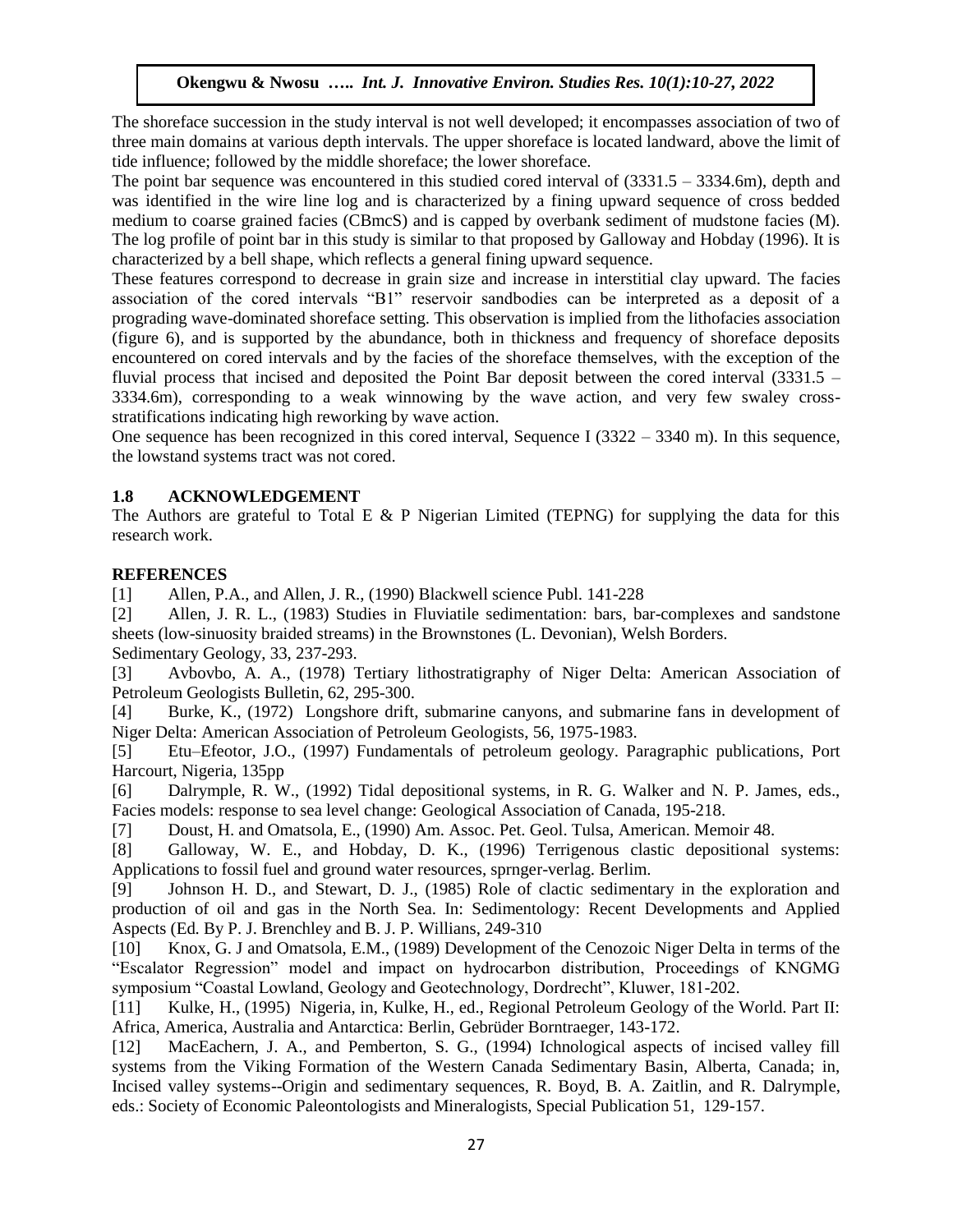The shoreface succession in the study interval is not well developed; it encompasses association of two of three main domains at various depth intervals. The upper shoreface is located landward, above the limit of tide influence; followed by the middle shoreface; the lower shoreface.

The point bar sequence was encountered in this studied cored interval of (3331.5 – 3334.6m), depth and was identified in the wire line log and is characterized by a fining upward sequence of cross bedded medium to coarse grained facies (CBmcS) and is capped by overbank sediment of mudstone facies (M). The log profile of point bar in this study is similar to that proposed by Galloway and Hobday (1996). It is characterized by a bell shape, which reflects a general fining upward sequence.

These features correspond to decrease in grain size and increase in interstitial clay upward. The facies association of the cored intervals "B1" reservoir sandbodies can be interpreted as a deposit of a prograding wave-dominated shoreface setting. This observation is implied from the lithofacies association (figure 6), and is supported by the abundance, both in thickness and frequency of shoreface deposits encountered on cored intervals and by the facies of the shoreface themselves, with the exception of the fluvial process that incised and deposited the Point Bar deposit between the cored interval (3331.5 – 3334.6m), corresponding to a weak winnowing by the wave action, and very few swaley cross-stratifications indicating high reworking by wave action.

One sequence has been recognized in this cored interval, Sequence I (3322 – 3340 m). In this sequence, the lowstand systems tract was not cored.

## 1.8 ACKNOWLEDGEMENT

The Authors are grateful to Total E & P Nigerian Limited (TEPNG) for supplying the data for this research work.

## REFERENCES

[1] Allen, P.A., and Allen, J. R., (1990) Blackwell science Publ. 141-228

[2] Allen, J. R. L., (1983) Studies in Fluviatile sedimentation: bars, bar-complexes and sandstone sheets (low-sinuosity braided streams) in the Brownstones (L. Devonian), Welsh Borders. Sedimentary Geology, 33, 237-293.

[3] Avbovbo, A. A., (1978) Tertiary lithostratigraphy of Niger Delta: American Association of Petroleum Geologists Bulletin, 62, 295-300.

[4] Burke, K., (1972) Longshore drift, submarine canyons, and submarine fans in development of Niger Delta: American Association of Petroleum Geologists, 56, 1975-1983.

[5] Etu–Efeotor, J.O., (1997) Fundamentals of petroleum geology. Paragraphic publications, Port Harcourt, Nigeria, 135pp

[6] Dalrymple, R. W., (1992) Tidal depositional systems, in R. G. Walker and N. P. James, eds., Facies models: response to sea level change: Geological Association of Canada, 195-218.

[7] Doust, H. and Omatsola, E., (1990) Am. Assoc. Pet. Geol. Tulsa, American. Memoir 48.

[8] Galloway, W. E., and Hobday, D. K., (1996) Terrigenous clastic depositional systems: Applications to fossil fuel and ground water resources, sprnger-verlag. Berlim.

[9] Johnson H. D., and Stewart, D. J., (1985) Role of clactic sedimentary in the exploration and production of oil and gas in the North Sea. In: Sedimentology: Recent Developments and Applied Aspects (Ed. By P. J. Brenchley and B. J. P. Willians, 249-310

[10] Knox, G. J and Omatsola, E.M., (1989) Development of the Cenozoic Niger Delta in terms of the "Escalator Regression" model and impact on hydrocarbon distribution, Proceedings of KNGMG symposium "Coastal Lowland, Geology and Geotechnology, Dordrecht", Kluwer, 181-202.

[11] Kulke, H., (1995) Nigeria, in, Kulke, H., ed., Regional Petroleum Geology of the World. Part II: Africa, America, Australia and Antarctica: Berlin, Gebrüder Borntraeger, 143-172.

[12] MacEachern, J. A., and Pemberton, S. G., (1994) Ichnological aspects of incised valley fill systems from the Viking Formation of the Western Canada Sedimentary Basin, Alberta, Canada; in, Incised valley systems--Origin and sedimentary sequences, R. Boyd, B. A. Zaitlin, and R. Dalrymple, eds.: Society of Economic Paleontologists and Mineralogists, Special Publication 51, 129-157.